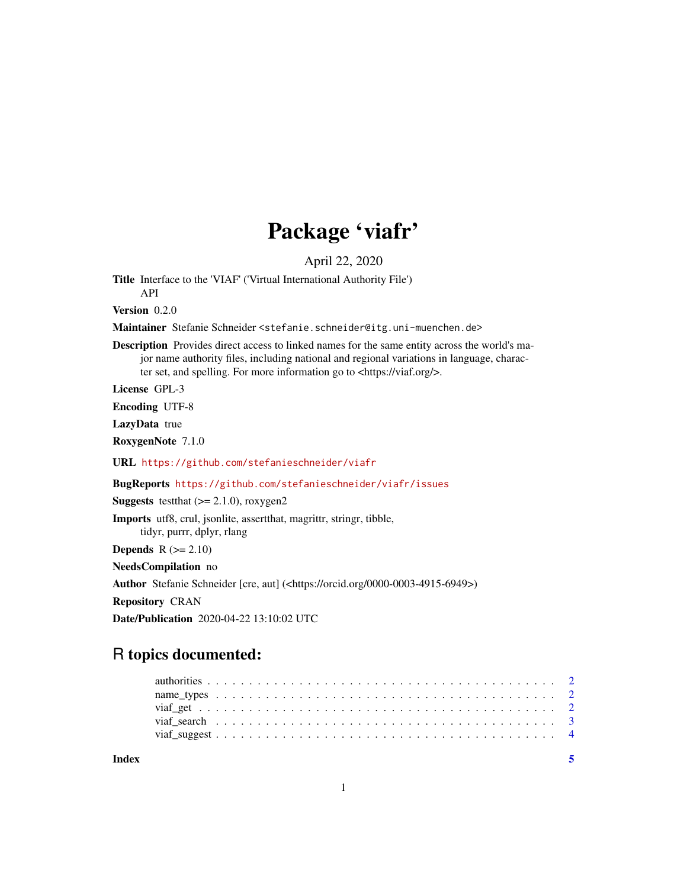# Package 'viafr'

April 22, 2020

**Title** Interface to the 'VIAF' ('Virtual International Authority File') API

**Version** 0.2.0

**Maintainer** Stefanie Schneider <stefanie.schneider@itg.uni-muenchen.de>

**Description** Provides direct access to linked names for the same entity across the world's major name authority files, including national and regional variations in language, character set, and spelling. For more information go to <https://viaf.org/>.

**License** GPL-3

**Encoding** UTF-8

**LazyData** true

**RoxygenNote** 7.1.0

**URL** https://github.com/stefanieschneider/viafr

**BugReports** https://github.com/stefanieschneider/viafr/issues

**Suggests** testthat (>= 2.1.0), roxygen2

**Imports** utf8, crul, jsonlite, assertthat, magrittr, stringr, tibble, tidyr, purrr, dplyr, rlang

**Depends** R (>= 2.10)

**NeedsCompilation** no

**Author** Stefanie Schneider [cre, aut] (<https://orcid.org/0000-0003-4915-6949>)

**Repository** CRAN

**Date/Publication** 2020-04-22 13:10:02 UTC

## R topics documented:

- authorities . . . . . . . . . . . . . . . . . . . . . . . . . . . . . . . . . . . . . . . . . 2
- name_types . . . . . . . . . . . . . . . . . . . . . . . . . . . . . . . . . . . . . . . . . 2
- viaf_get . . . . . . . . . . . . . . . . . . . . . . . . . . . . . . . . . . . . . . . . . . 2
- viaf_search . . . . . . . . . . . . . . . . . . . . . . . . . . . . . . . . . . . . . . . . . 3
- viaf_suggest . . . . . . . . . . . . . . . . . . . . . . . . . . . . . . . . . . . . . . . . 4

**Index** 5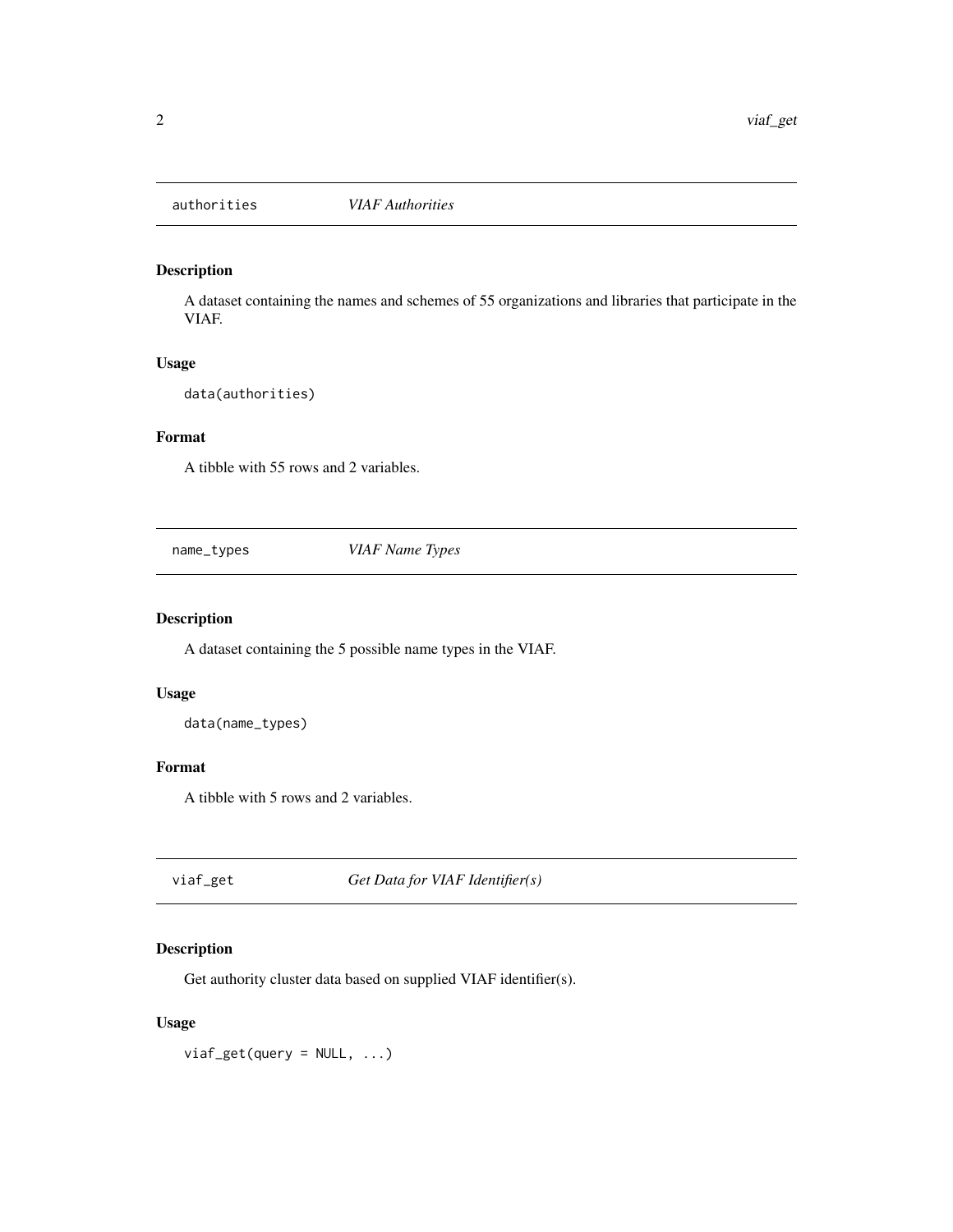## authorities *VIAF Authorities*

### Description

A dataset containing the names and schemes of 55 organizations and libraries that participate in the VIAF.

### Usage

```
data(authorities)
```

### Format

A tibble with 55 rows and 2 variables.

## name_types *VIAF Name Types*

### Description

A dataset containing the 5 possible name types in the VIAF.

### Usage

```
data(name_types)
```

### Format

A tibble with 5 rows and 2 variables.

## viaf_get *Get Data for VIAF Identifier(s)*

### Description

Get authority cluster data based on supplied VIAF identifier(s).

### Usage

```
viaf_get(query = NULL, ...)
```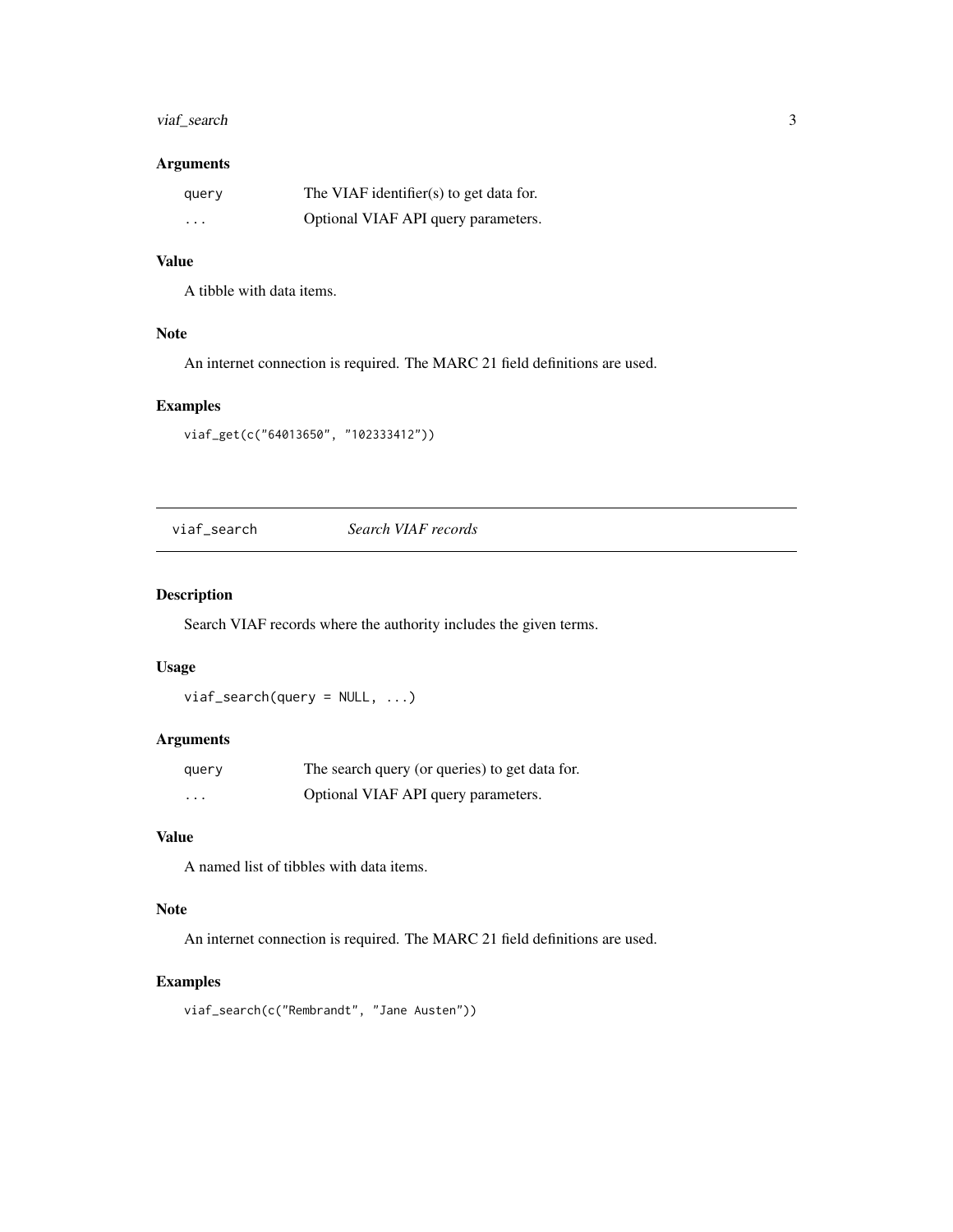### Arguments

| | |
|---|---|
| query | The VIAF identifier(s) to get data for. |
| ... | Optional VIAF API query parameters. |

### Value

A tibble with data items.

### Note

An internet connection is required. The MARC 21 field definitions are used.

### Examples

```
viaf_get(c("64013650", "102333412"))
```

---

## viaf_search *Search VIAF records*

---

### Description

Search VIAF records where the authority includes the given terms.

### Usage

```
viaf_search(query = NULL, ...)
```

### Arguments

| | |
|---|---|
| query | The search query (or queries) to get data for. |
| ... | Optional VIAF API query parameters. |

### Value

A named list of tibbles with data items.

### Note

An internet connection is required. The MARC 21 field definitions are used.

### Examples

```
viaf_search(c("Rembrandt", "Jane Austen"))
```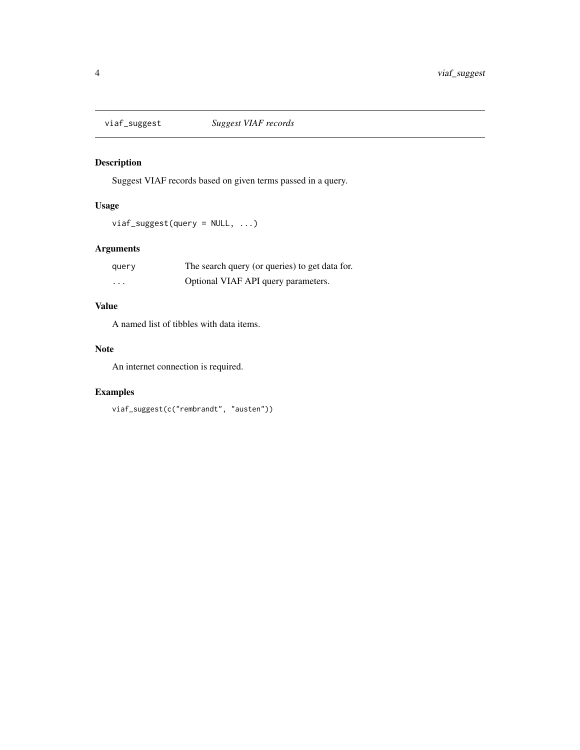## viaf_suggest *Suggest VIAF records*

### Description

Suggest VIAF records based on given terms passed in a query.

### Usage

```
viaf_suggest(query = NULL, ...)
```

### Arguments

| | |
|---|---|
| query | The search query (or queries) to get data for. |
| ... | Optional VIAF API query parameters. |

### Value

A named list of tibbles with data items.

### Note

An internet connection is required.

### Examples

```
viaf_suggest(c("rembrandt", "austen"))
```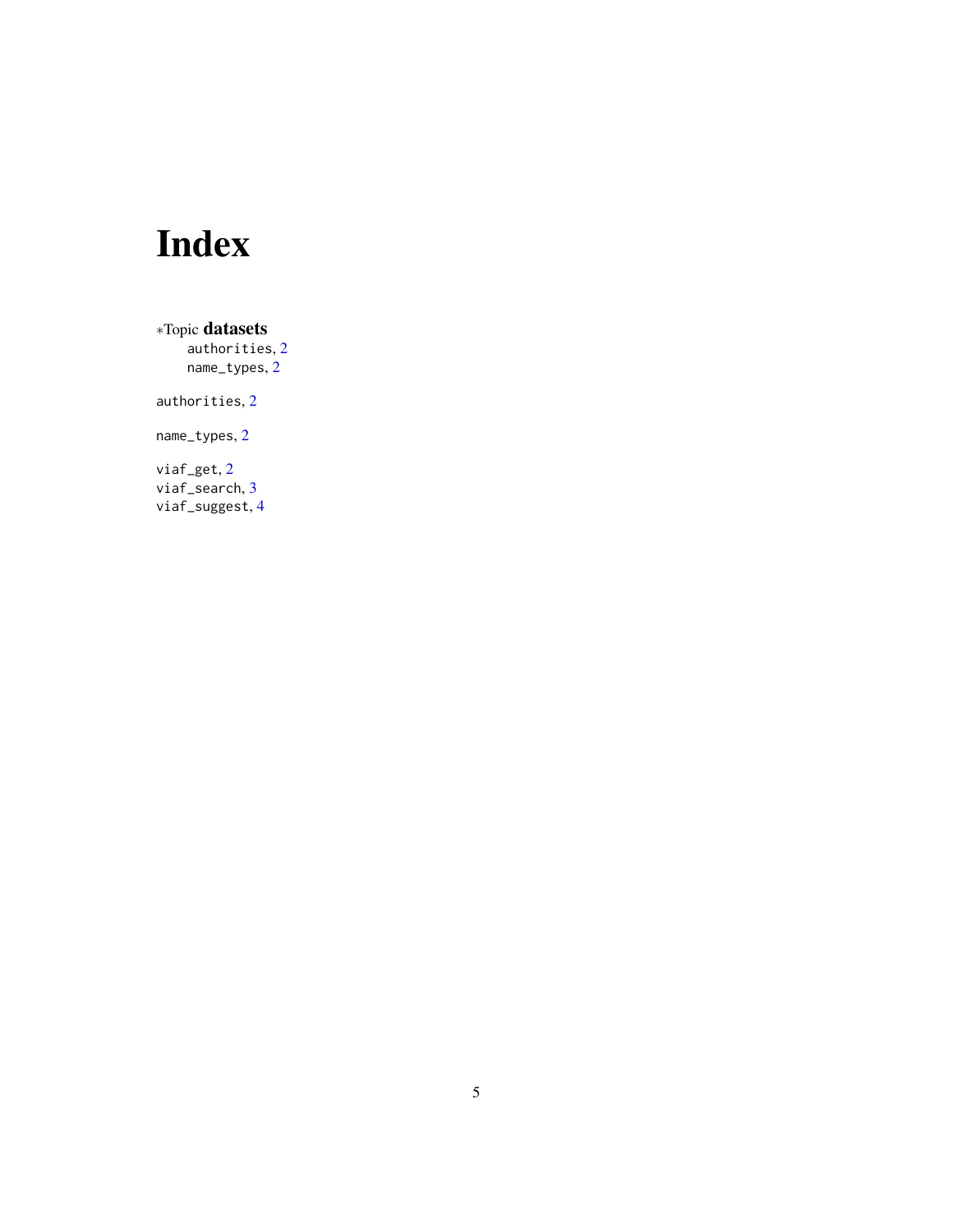# Index

∗Topic **datasets**
    authorities, 2
    name_types, 2

authorities, 2

name_types, 2

viaf_get, 2
viaf_search, 3
viaf_suggest, 4